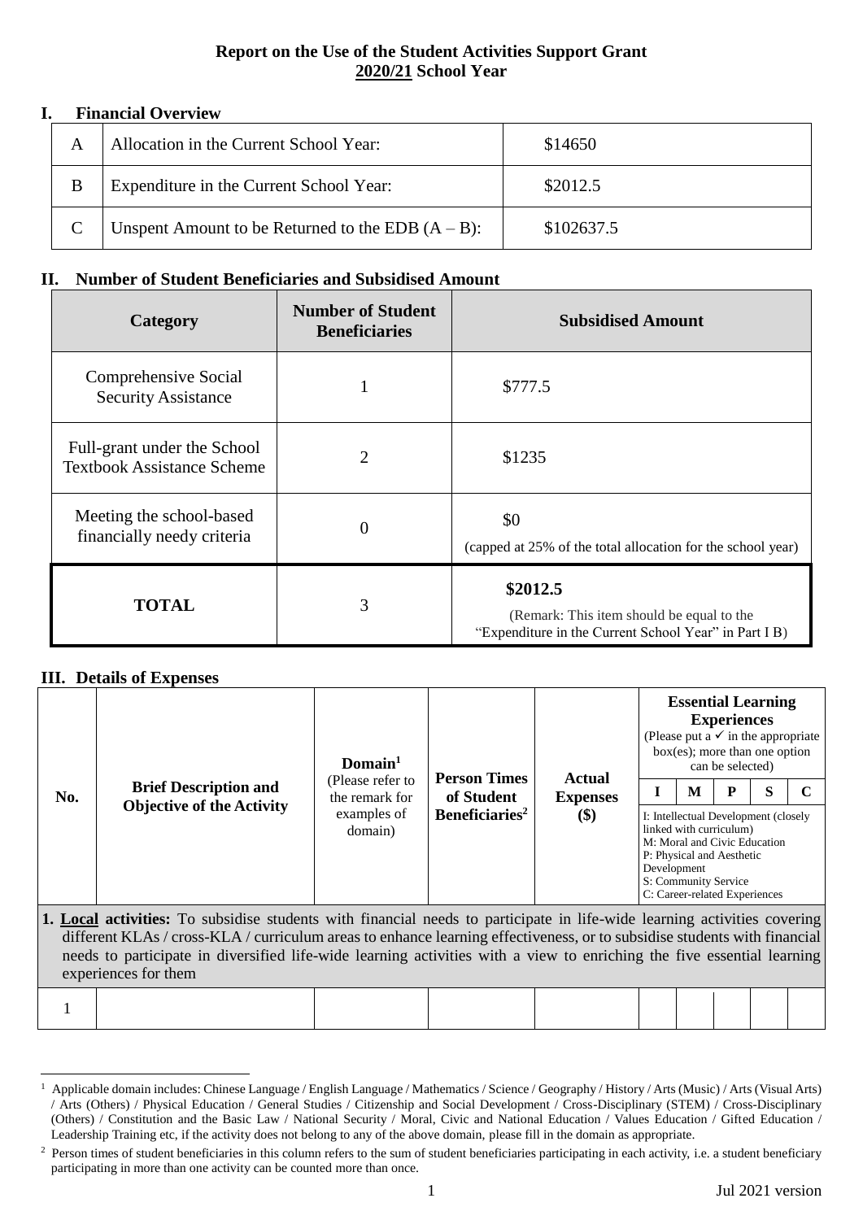**Report on the Use of the Student Activities Support Grant**
**2020/21 School Year**

## I. Financial Overview

| | | |
|---|---|---|
| A | Allocation in the Current School Year: | $14650 |
| B | Expenditure in the Current School Year: | $2012.5 |
| C | Unspent Amount to be Returned to the EDB (A – B): | $102637.5 |

## II. Number of Student Beneficiaries and Subsidised Amount

| Category | Number of Student Beneficiaries | Subsidised Amount |
|---|---|---|
| Comprehensive Social Security Assistance | 1 | $777.5 |
| Full-grant under the School Textbook Assistance Scheme | 2 | $1235 |
| Meeting the school-based financially needy criteria | 0 | $0 (capped at 25% of the total allocation for the school year) |
| **TOTAL** | 3 | **$2012.5** (Remark: This item should be equal to the "Expenditure in the Current School Year" in Part I B) |

## III. Details of Expenses

| No. | Brief Description and Objective of the Activity | Domain[1] (Please refer to the remark for examples of domain) | Person Times of Student Beneficiaries[2] | Actual Expenses ($) | Essential Learning Experiences (Please put a ✓ in the appropriate box(es); more than one option can be selected) | | | | |
|---|---|---|---|---|---|---|---|---|---|
| | | | | | I | M | P | S | C |
| | | | | | I: Intellectual Development (closely linked with curriculum) M: Moral and Civic Education P: Physical and Aesthetic Development S: Community Service C: Career-related Experiences | | | | |
| **1. Local activities:** To subsidise students with financial needs to participate in life-wide learning activities covering different KLAs / cross-KLA / curriculum areas to enhance learning effectiveness, or to subsidise students with financial needs to participate in diversified life-wide learning activities with a view to enriching the five essential learning experiences for them | | | | | | | | | |
| 1 | | | | | | | | | |

[1] Applicable domain includes: Chinese Language / English Language / Mathematics / Science / Geography / History / Arts (Music) / Arts (Visual Arts) / Arts (Others) / Physical Education / General Studies / Citizenship and Social Development / Cross-Disciplinary (STEM) / Cross-Disciplinary (Others) / Constitution and the Basic Law / National Security / Moral, Civic and National Education / Values Education / Gifted Education / Leadership Training etc, if the activity does not belong to any of the above domain, please fill in the domain as appropriate.

[2] Person times of student beneficiaries in this column refers to the sum of student beneficiaries participating in each activity, i.e. a student beneficiary participating in more than one activity can be counted more than once.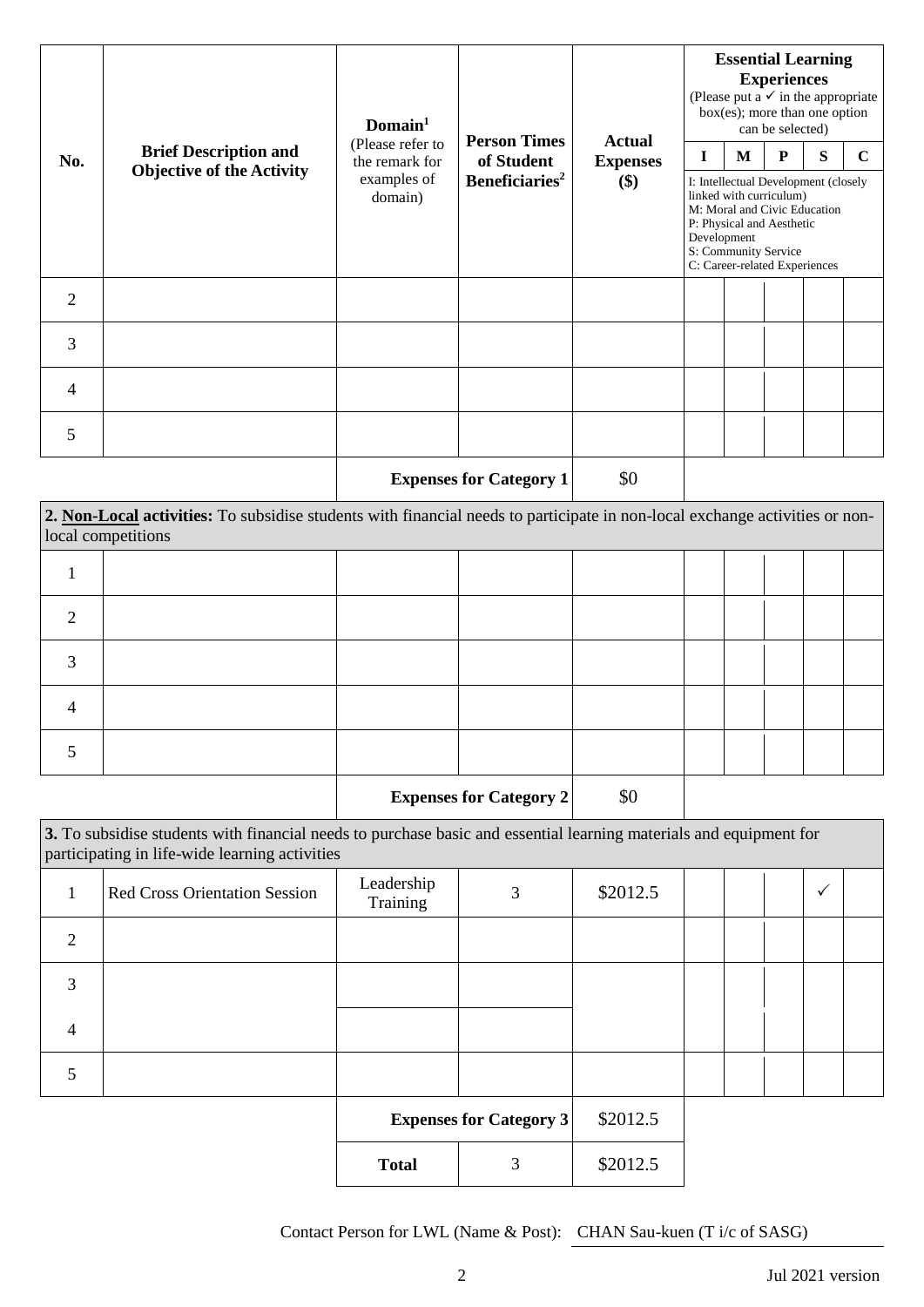| No. | Brief Description and Objective of the Activity | Domain[1] (Please refer to the remark for examples of domain) | Person Times of Student Beneficiaries[2] | Actual Expenses ($) | Essential Learning Experiences (Please put a ✓ in the appropriate box(es); more than one option can be selected) | | | | |
|---|---|---|---|---|---|---|---|---|---|
| | | | | | I | M | P | S | C |
| | | | | | I: Intellectual Development (closely linked with curriculum) M: Moral and Civic Education P: Physical and Aesthetic Development S: Community Service C: Career-related Experiences | | | | |
| 2 | | | | | | | | | |
| 3 | | | | | | | | | |
| 4 | | | | | | | | | |
| 5 | | | | | | | | | |
| | | | **Expenses for Category 1** | $0 | | | | | |
| **2. Non-Local activities:** To subsidise students with financial needs to participate in non-local exchange activities or non-local competitions | | | | | | | | | |
| 1 | | | | | | | | | |
| 2 | | | | | | | | | |
| 3 | | | | | | | | | |
| 4 | | | | | | | | | |
| 5 | | | | | | | | | |
| | | | **Expenses for Category 2** | $0 | | | | | |
| **3.** To subsidise students with financial needs to purchase basic and essential learning materials and equipment for participating in life-wide learning activities | | | | | | | | | |
| 1 | Red Cross Orientation Session | Leadership Training | 3 | $2012.5 | | | | ✓ | |
| 2 | | | | | | | | | |
| 3 | | | | | | | | | |
| 4 | | | | | | | | | |
| 5 | | | | | | | | | |
| | | | **Expenses for Category 3** | $2012.5 | | | | | |
| | | **Total** | 3 | $2012.5 | | | | | |

Contact Person for LWL (Name & Post): CHAN Sau-kuen (T i/c of SASG)

Jul 2021 version